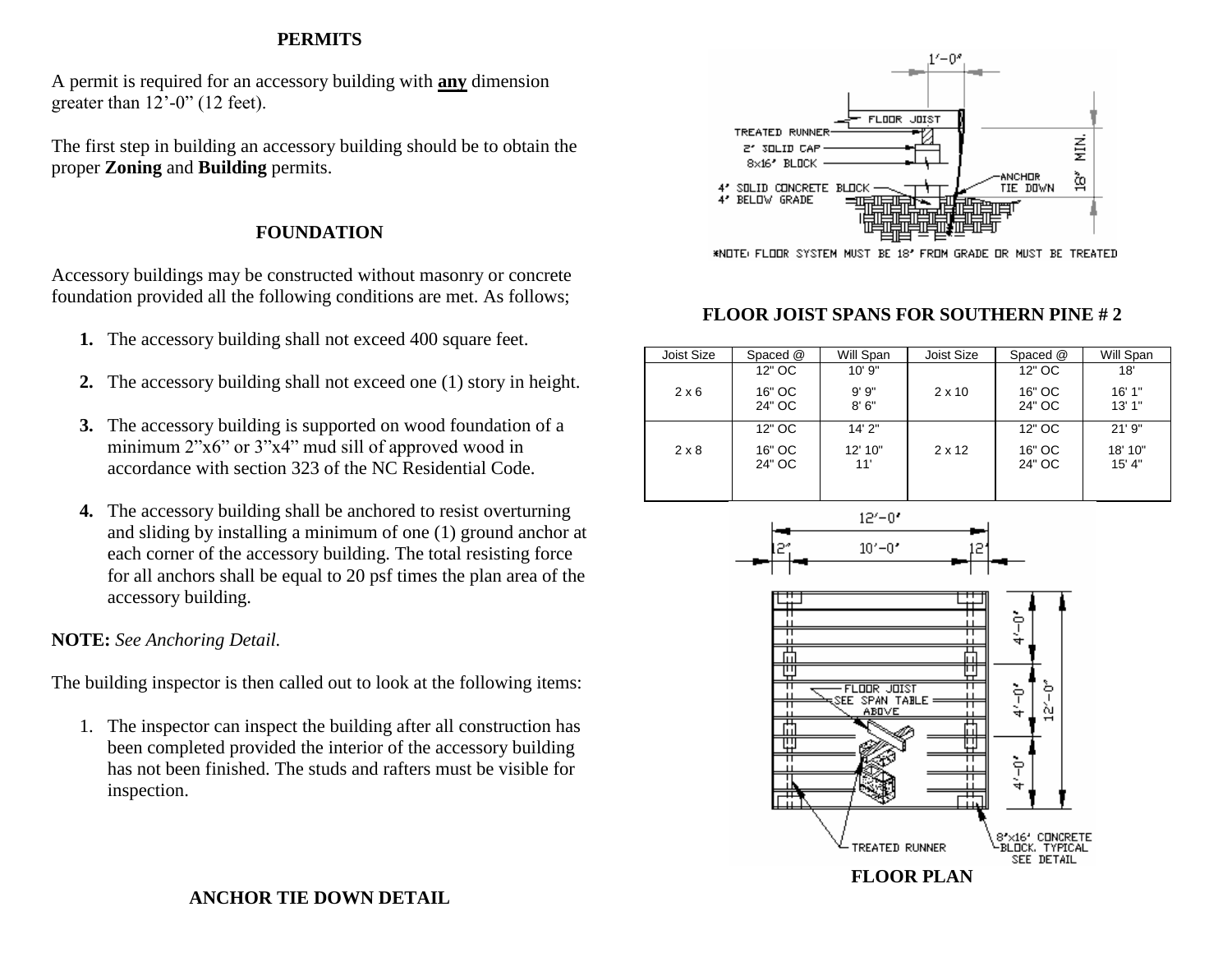# PERMITS

A permit is required for an accessory building with **any** dimension greater than 12'-0" (12 feet).

The first step in building an accessory building should be to obtain the proper **Zoning** and **Building** permits.

# FOUNDATION

Accessory buildings may be constructed without masonry or concrete foundation provided all the following conditions are met. As follows;

1. The accessory building shall not exceed 400 square feet.
2. The accessory building shall not exceed one (1) story in height.
3. The accessory building is supported on wood foundation of a minimum 2"x6" or 3"x4" mud sill of approved wood in accordance with section 323 of the NC Residential Code.
4. The accessory building shall be anchored to resist overturning and sliding by installing a minimum of one (1) ground anchor at each corner of the accessory building. The total resisting force for all anchors shall be equal to 20 psf times the plan area of the accessory building.

**NOTE:** *See Anchoring Detail.*

The building inspector is then called out to look at the following items:

1. The inspector can inspect the building after all construction has been completed provided the interior of the accessory building has not been finished. The studs and rafters must be visible for inspection.

**ANCHOR TIE DOWN DETAIL**

1'-0"

FLOOR JOIST
TREATED RUNNER
2" SOLID CAP
8x16" BLOCK
4" SOLID CONCRETE BLOCK
4" BELOW GRADE
ANCHOR TIE DOWN
18" MIN.

*NOTE: FLOOR SYSTEM MUST BE 18" FROM GRADE OR MUST BE TREATED

**FLOOR JOIST SPANS FOR SOUTHERN PINE # 2**

| Joist Size | Spaced @ | Will Span | Joist Size | Spaced @ | Will Span |
|---|---|---|---|---|---|
| 2 x 6 | 12" OC | 10' 9" | 2 x 10 | 12" OC | 18' |
| | 16" OC | 9' 9" | | 16" OC | 16' 1" |
| | 24" OC | 8' 6" | | 24" OC | 13' 1" |
| 2 x 8 | 12" OC | 14' 2" | 2 x 12 | 12" OC | 21' 9" |
| | 16" OC | 12' 10" | | 16" OC | 18' 10" |
| | 24" OC | 11' | | 24" OC | 15' 4" |

12'-0"
12" 10'-0" 12"
4'-0"
4'-0"
4'-0"
12'-0"
FLOOR JOIST SEE SPAN TABLE ABOVE
TREATED RUNNER
8"x16" CONCRETE BLOCK, TYPICAL SEE DETAIL

**FLOOR PLAN**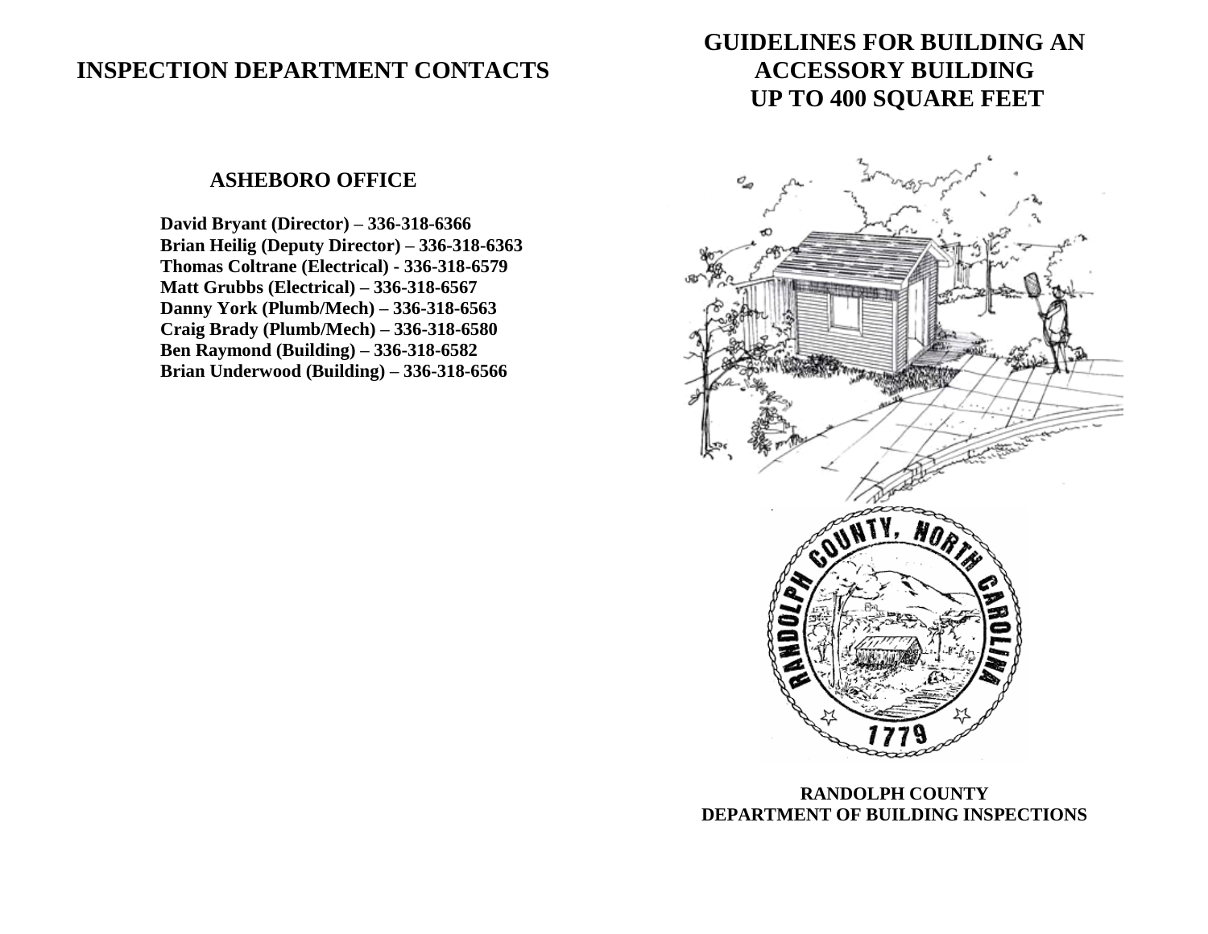# INSPECTION DEPARTMENT CONTACTS

## ASHEBORO OFFICE

**David Bryant (Director) – 336-318-6366**
**Brian Heilig (Deputy Director) – 336-318-6363**
**Thomas Coltrane (Electrical) - 336-318-6579**
**Matt Grubbs (Electrical) – 336-318-6567**
**Danny York (Plumb/Mech) – 336-318-6563**
**Craig Brady (Plumb/Mech) – 336-318-6580**
**Ben Raymond (Building) – 336-318-6582**
**Brian Underwood (Building) – 336-318-6566**

# GUIDELINES FOR BUILDING AN ACCESSORY BUILDING UP TO 400 SQUARE FEET

**RANDOLPH COUNTY**
**DEPARTMENT OF BUILDING INSPECTIONS**